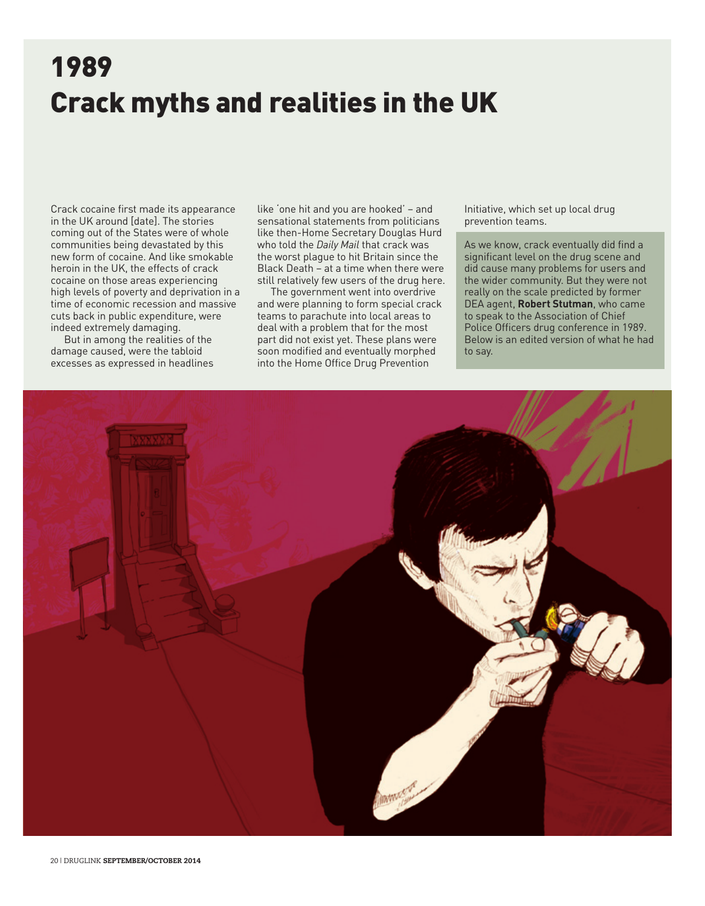# 1989
# Crack myths and realities in the UK

Crack cocaine first made its appearance in the UK around [date]. The stories coming out of the States were of whole communities being devastated by this new form of cocaine. And like smokable heroin in the UK, the effects of crack cocaine on those areas experiencing high levels of poverty and deprivation in a time of economic recession and massive cuts back in public expenditure, were indeed extremely damaging.

But in among the realities of the damage caused, were the tabloid excesses as expressed in headlines like 'one hit and you are hooked' – and sensational statements from politicians like then-Home Secretary Douglas Hurd who told the *Daily Mail* that crack was the worst plague to hit Britain since the Black Death – at a time when there were still relatively few users of the drug here.

The government went into overdrive and were planning to form special crack teams to parachute into local areas to deal with a problem that for the most part did not exist yet. These plans were soon modified and eventually morphed into the Home Office Drug Prevention Initiative, which set up local drug prevention teams.

As we know, crack eventually did find a significant level on the drug scene and did cause many problems for users and the wider community. But they were not really on the scale predicted by former DEA agent, **Robert Stutman**, who came to speak to the Association of Chief Police Officers drug conference in 1989. Below is an edited version of what he had to say.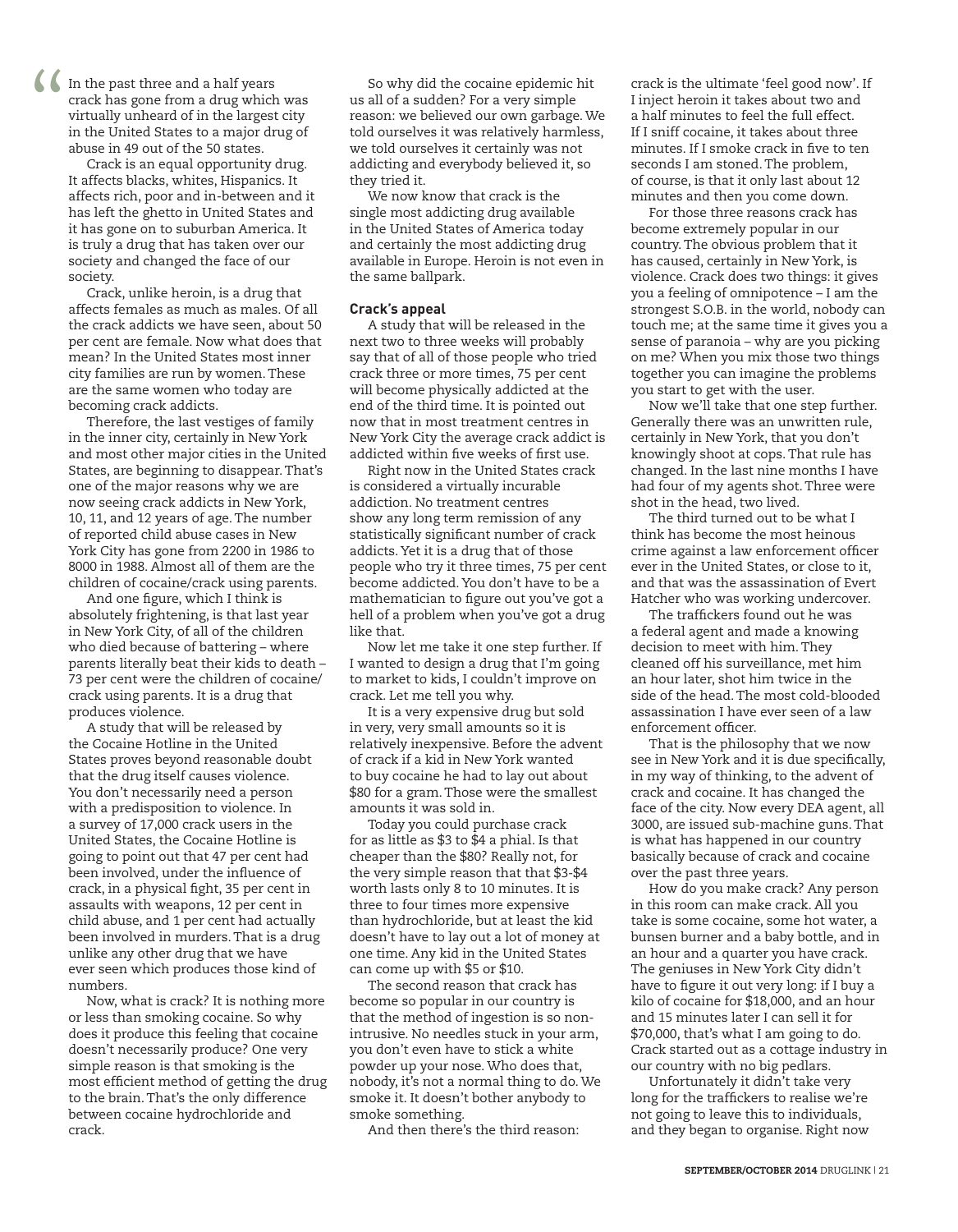“In the past three and a half years crack has gone from a drug which was virtually unheard of in the largest city in the United States to a major drug of abuse in 49 out of the 50 states.

Crack is an equal opportunity drug. It affects blacks, whites, Hispanics. It affects rich, poor and in-between and it has left the ghetto in United States and it has gone on to suburban America. It is truly a drug that has taken over our society and changed the face of our society.

Crack, unlike heroin, is a drug that affects females as much as males. Of all the crack addicts we have seen, about 50 per cent are female. Now what does that mean? In the United States most inner city families are run by women. These are the same women who today are becoming crack addicts.

Therefore, the last vestiges of family in the inner city, certainly in New York and most other major cities in the United States, are beginning to disappear. That's one of the major reasons why we are now seeing crack addicts in New York, 10, 11, and 12 years of age. The number of reported child abuse cases in New York City has gone from 2200 in 1986 to 8000 in 1988. Almost all of them are the children of cocaine/crack using parents.

And one figure, which I think is absolutely frightening, is that last year in New York City, of all of the children who died because of battering – where parents literally beat their kids to death – 73 per cent were the children of cocaine/crack using parents. It is a drug that produces violence.

A study that will be released by the Cocaine Hotline in the United States proves beyond reasonable doubt that the drug itself causes violence. You don't necessarily need a person with a predisposition to violence. In a survey of 17,000 crack users in the United States, the Cocaine Hotline is going to point out that 47 per cent had been involved, under the influence of crack, in a physical fight, 35 per cent in assaults with weapons, 12 per cent in child abuse, and 1 per cent had actually been involved in murders. That is a drug unlike any other drug that we have ever seen which produces those kind of numbers.

Now, what is crack? It is nothing more or less than smoking cocaine. So why does it produce this feeling that cocaine doesn't necessarily produce? One very simple reason is that smoking is the most efficient method of getting the drug to the brain. That's the only difference between cocaine hydrochloride and crack.

So why did the cocaine epidemic hit us all of a sudden? For a very simple reason: we believed our own garbage. We told ourselves it was relatively harmless, we told ourselves it certainly was not addicting and everybody believed it, so they tried it.

We now know that crack is the single most addicting drug available in the United States of America today and certainly the most addicting drug available in Europe. Heroin is not even in the same ballpark.

**Crack's appeal**

A study that will be released in the next two to three weeks will probably say that of all of those people who tried crack three or more times, 75 per cent will become physically addicted at the end of the third time. It is pointed out now that in most treatment centres in New York City the average crack addict is addicted within five weeks of first use.

Right now in the United States crack is considered a virtually incurable addiction. No treatment centres show any long term remission of any statistically significant number of crack addicts. Yet it is a drug that of those people who try it three times, 75 per cent become addicted. You don't have to be a mathematician to figure out you've got a hell of a problem when you've got a drug like that.

Now let me take it one step further. If I wanted to design a drug that I'm going to market to kids, I couldn't improve on crack. Let me tell you why.

It is a very expensive drug but sold in very, very small amounts so it is relatively inexpensive. Before the advent of crack if a kid in New York wanted to buy cocaine he had to lay out about $80 for a gram. Those were the smallest amounts it was sold in.

Today you could purchase crack for as little as $3 to $4 a phial. Is that cheaper than the $80? Really not, for the very simple reason that that $3-$4 worth lasts only 8 to 10 minutes. It is three to four times more expensive than hydrochloride, but at least the kid doesn't have to lay out a lot of money at one time. Any kid in the United States can come up with $5 or $10.

The second reason that crack has become so popular in our country is that the method of ingestion is so non-intrusive. No needles stuck in your arm, you don't even have to stick a white powder up your nose. Who does that, nobody, it's not a normal thing to do. We smoke it. It doesn't bother anybody to smoke something.

And then there's the third reason: crack is the ultimate 'feel good now'. If I inject heroin it takes about two and a half minutes to feel the full effect. If I sniff cocaine, it takes about three minutes. If I smoke crack in five to ten seconds I am stoned. The problem, of course, is that it only last about 12 minutes and then you come down.

For those three reasons crack has become extremely popular in our country. The obvious problem that it has caused, certainly in New York, is violence. Crack does two things: it gives you a feeling of omnipotence – I am the strongest S.O.B. in the world, nobody can touch me; at the same time it gives you a sense of paranoia – why are you picking on me? When you mix those two things together you can imagine the problems you start to get with the user.

Now we'll take that one step further. Generally there was an unwritten rule, certainly in New York, that you don't knowingly shoot at cops. That rule has changed. In the last nine months I have had four of my agents shot. Three were shot in the head, two lived.

The third turned out to be what I think has become the most heinous crime against a law enforcement officer ever in the United States, or close to it, and that was the assassination of Evert Hatcher who was working undercover.

The traffickers found out he was a federal agent and made a knowing decision to meet with him. They cleaned off his surveillance, met him an hour later, shot him twice in the side of the head. The most cold-blooded assassination I have ever seen of a law enforcement officer.

That is the philosophy that we now see in New York and it is due specifically, in my way of thinking, to the advent of crack and cocaine. It has changed the face of the city. Now every DEA agent, all 3000, are issued sub-machine guns. That is what has happened in our country basically because of crack and cocaine over the past three years.

How do you make crack? Any person in this room can make crack. All you take is some cocaine, some hot water, a bunsen burner and a baby bottle, and in an hour and a quarter you have crack. The geniuses in New York City didn't have to figure it out very long: if I buy a kilo of cocaine for $18,000, and an hour and 15 minutes later I can sell it for $70,000, that's what I am going to do. Crack started out as a cottage industry in our country with no big pedlars.

Unfortunately it didn't take very long for the traffickers to realise we're not going to leave this to individuals, and they began to organise. Right now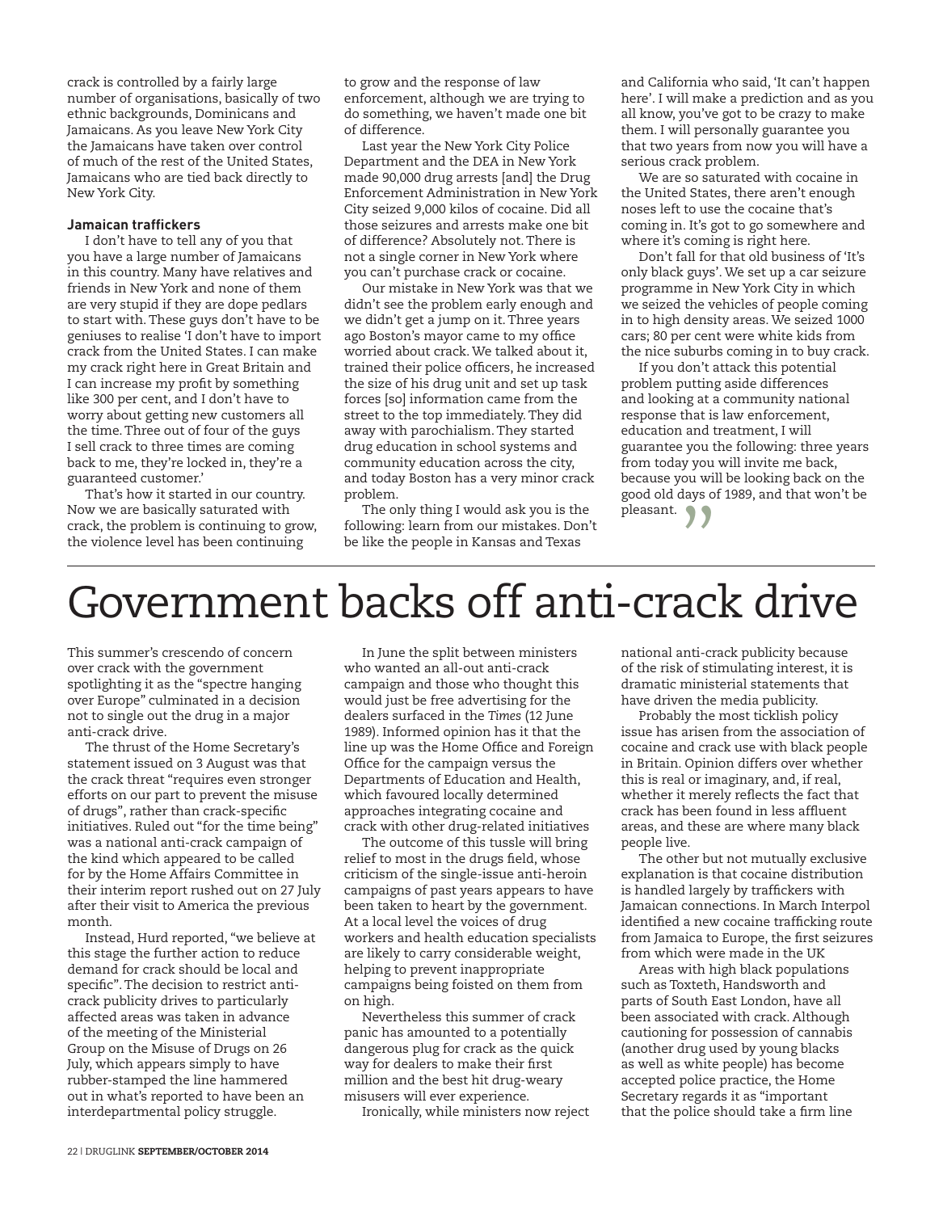crack is controlled by a fairly large number of organisations, basically of two ethnic backgrounds, Dominicans and Jamaicans. As you leave New York City the Jamaicans have taken over control of much of the rest of the United States, Jamaicans who are tied back directly to New York City.

**Jamaican traffickers**

I don't have to tell any of you that you have a large number of Jamaicans in this country. Many have relatives and friends in New York and none of them are very stupid if they are dope pedlars to start with. These guys don't have to be geniuses to realise 'I don't have to import crack from the United States. I can make my crack right here in Great Britain and I can increase my profit by something like 300 per cent, and I don't have to worry about getting new customers all the time. Three out of four of the guys I sell crack to three times are coming back to me, they're locked in, they're a guaranteed customer.'

That's how it started in our country. Now we are basically saturated with crack, the problem is continuing to grow, the violence level has been continuing to grow and the response of law enforcement, although we are trying to do something, we haven't made one bit of difference.

Last year the New York City Police Department and the DEA in New York made 90,000 drug arrests [and] the Drug Enforcement Administration in New York City seized 9,000 kilos of cocaine. Did all those seizures and arrests make one bit of difference? Absolutely not. There is not a single corner in New York where you can't purchase crack or cocaine.

Our mistake in New York was that we didn't see the problem early enough and we didn't get a jump on it. Three years ago Boston's mayor came to my office worried about crack. We talked about it, trained their police officers, he increased the size of his drug unit and set up task forces [so] information came from the street to the top immediately. They did away with parochialism. They started drug education in school systems and community education across the city, and today Boston has a very minor crack problem.

The only thing I would ask you is the following: learn from our mistakes. Don't be like the people in Kansas and Texas and California who said, 'It can't happen here'. I will make a prediction and as you all know, you've got to be crazy to make them. I will personally guarantee you that two years from now you will have a serious crack problem.

We are so saturated with cocaine in the United States, there aren't enough noses left to use the cocaine that's coming in. It's got to go somewhere and where it's coming is right here.

Don't fall for that old business of 'It's only black guys'. We set up a car seizure programme in New York City in which we seized the vehicles of people coming in to high density areas. We seized 1000 cars; 80 per cent were white kids from the nice suburbs coming in to buy crack.

If you don't attack this potential problem putting aside differences and looking at a community national response that is law enforcement, education and treatment, I will guarantee you the following: three years from today you will invite me back, because you will be looking back on the good old days of 1989, and that won't be pleasant. "

# Government backs off anti-crack drive

This summer's crescendo of concern over crack with the government spotlighting it as the "spectre hanging over Europe" culminated in a decision not to single out the drug in a major anti-crack drive.

The thrust of the Home Secretary's statement issued on 3 August was that the crack threat "requires even stronger efforts on our part to prevent the misuse of drugs", rather than crack-specific initiatives. Ruled out "for the time being" was a national anti-crack campaign of the kind which appeared to be called for by the Home Affairs Committee in their interim report rushed out on 27 July after their visit to America the previous month.

Instead, Hurd reported, "we believe at this stage the further action to reduce demand for crack should be local and specific". The decision to restrict anti-crack publicity drives to particularly affected areas was taken in advance of the meeting of the Ministerial Group on the Misuse of Drugs on 26 July, which appears simply to have rubber-stamped the line hammered out in what's reported to have been an interdepartmental policy struggle.

In June the split between ministers who wanted an all-out anti-crack campaign and those who thought this would just be free advertising for the dealers surfaced in the *Times* (12 June 1989). Informed opinion has it that the line up was the Home Office and Foreign Office for the campaign versus the Departments of Education and Health, which favoured locally determined approaches integrating cocaine and crack with other drug-related initiatives

The outcome of this tussle will bring relief to most in the drugs field, whose criticism of the single-issue anti-heroin campaigns of past years appears to have been taken to heart by the government. At a local level the voices of drug workers and health education specialists are likely to carry considerable weight, helping to prevent inappropriate campaigns being foisted on them from on high.

Nevertheless this summer of crack panic has amounted to a potentially dangerous plug for crack as the quick way for dealers to make their first million and the best hit drug-weary misusers will ever experience.

Ironically, while ministers now reject national anti-crack publicity because of the risk of stimulating interest, it is dramatic ministerial statements that have driven the media publicity.

Probably the most ticklish policy issue has arisen from the association of cocaine and crack use with black people in Britain. Opinion differs over whether this is real or imaginary, and, if real, whether it merely reflects the fact that crack has been found in less affluent areas, and these are where many black people live.

The other but not mutually exclusive explanation is that cocaine distribution is handled largely by traffickers with Jamaican connections. In March Interpol identified a new cocaine trafficking route from Jamaica to Europe, the first seizures from which were made in the UK

Areas with high black populations such as Toxteth, Handsworth and parts of South East London, have all been associated with crack. Although cautioning for possession of cannabis (another drug used by young blacks as well as white people) has become accepted police practice, the Home Secretary regards it as "important that the police should take a firm line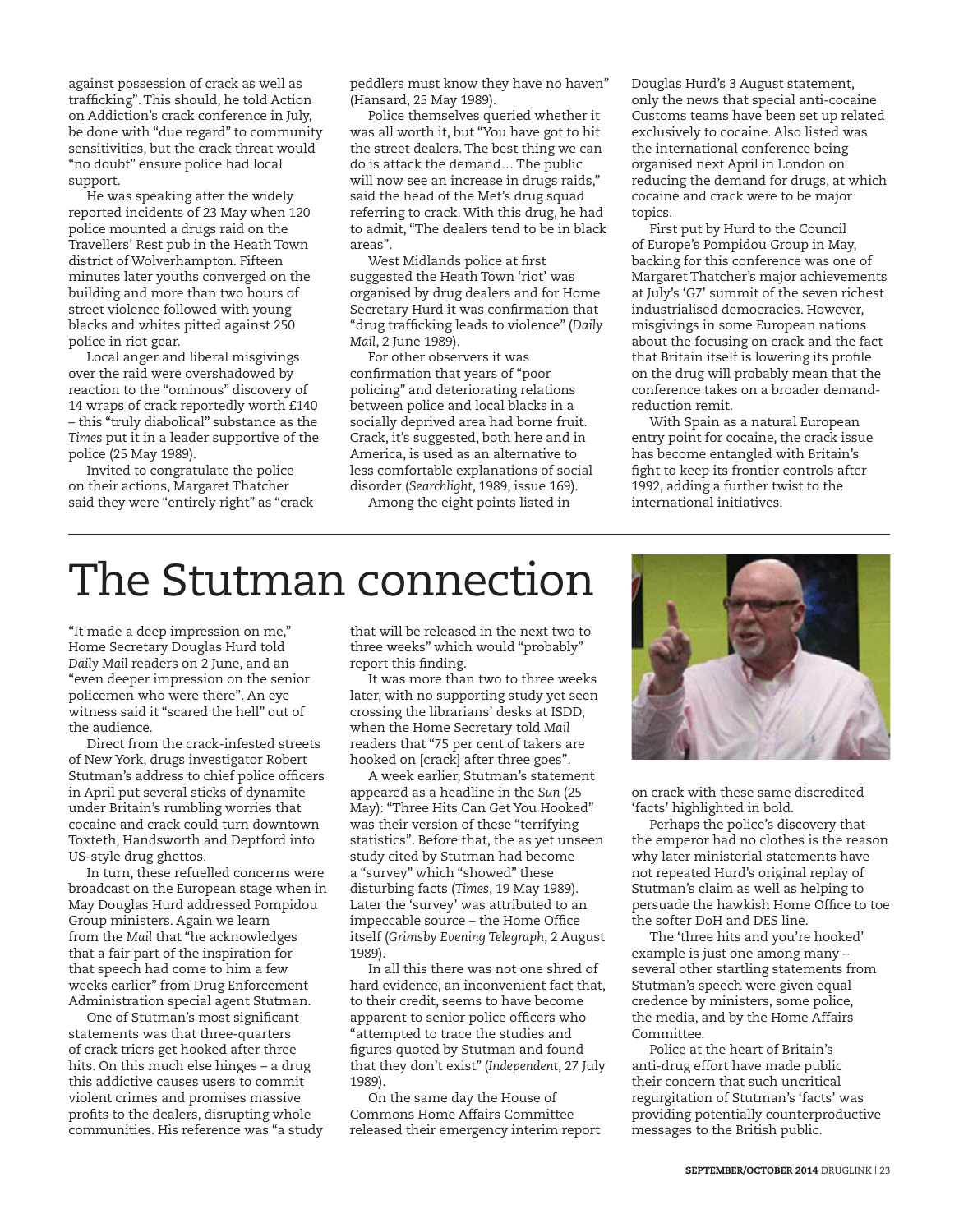against possession of crack as well as trafficking". This should, he told Action on Addiction's crack conference in July, be done with "due regard" to community sensitivities, but the crack threat would "no doubt" ensure police had local support.

He was speaking after the widely reported incidents of 23 May when 120 police mounted a drugs raid on the Travellers' Rest pub in the Heath Town district of Wolverhampton. Fifteen minutes later youths converged on the building and more than two hours of street violence followed with young blacks and whites pitted against 250 police in riot gear.

Local anger and liberal misgivings over the raid were overshadowed by reaction to the "ominous" discovery of 14 wraps of crack reportedly worth £140 – this "truly diabolical" substance as the *Times* put it in a leader supportive of the police (25 May 1989).

Invited to congratulate the police on their actions, Margaret Thatcher said they were "entirely right" as "crack peddlers must know they have no haven" (Hansard, 25 May 1989).

Police themselves queried whether it was all worth it, but "You have got to hit the street dealers. The best thing we can do is attack the demand… The public will now see an increase in drugs raids," said the head of the Met's drug squad referring to crack. With this drug, he had to admit, "The dealers tend to be in black areas".

West Midlands police at first suggested the Heath Town 'riot' was organised by drug dealers and for Home Secretary Hurd it was confirmation that "drug trafficking leads to violence" (*Daily Mail*, 2 June 1989).

For other observers it was confirmation that years of "poor policing" and deteriorating relations between police and local blacks in a socially deprived area had borne fruit. Crack, it's suggested, both here and in America, is used as an alternative to less comfortable explanations of social disorder (*Searchlight*, 1989, issue 169).

Among the eight points listed in Douglas Hurd's 3 August statement, only the news that special anti-cocaine Customs teams have been set up related exclusively to cocaine. Also listed was the international conference being organised next April in London on reducing the demand for drugs, at which cocaine and crack were to be major topics.

First put by Hurd to the Council of Europe's Pompidou Group in May, backing for this conference was one of Margaret Thatcher's major achievements at July's 'G7' summit of the seven richest industrialised democracies. However, misgivings in some European nations about the focusing on crack and the fact that Britain itself is lowering its profile on the drug will probably mean that the conference takes on a broader demand-reduction remit.

With Spain as a natural European entry point for cocaine, the crack issue has become entangled with Britain's fight to keep its frontier controls after 1992, adding a further twist to the international initiatives.

# The Stutman connection

"It made a deep impression on me," Home Secretary Douglas Hurd told *Daily Mail* readers on 2 June, and an "even deeper impression on the senior policemen who were there". An eye witness said it "scared the hell" out of the audience.

Direct from the crack-infested streets of New York, drugs investigator Robert Stutman's address to chief police officers in April put several sticks of dynamite under Britain's rumbling worries that cocaine and crack could turn downtown Toxteth, Handsworth and Deptford into US-style drug ghettos.

In turn, these refuelled concerns were broadcast on the European stage when in May Douglas Hurd addressed Pompidou Group ministers. Again we learn from the *Mail* that "he acknowledges that a fair part of the inspiration for that speech had come to him a few weeks earlier" from Drug Enforcement Administration special agent Stutman.

One of Stutman's most significant statements was that three-quarters of crack triers get hooked after three hits. On this much else hinges – a drug this addictive causes users to commit violent crimes and promises massive profits to the dealers, disrupting whole communities. His reference was "a study that will be released in the next two to three weeks" which would "probably" report this finding.

It was more than two to three weeks later, with no supporting study yet seen crossing the librarians' desks at ISDD, when the Home Secretary told *Mail* readers that "75 per cent of takers are hooked on [crack] after three goes".

A week earlier, Stutman's statement appeared as a headline in the *Sun* (25 May): "Three Hits Can Get You Hooked" was their version of these "terrifying statistics". Before that, the as yet unseen study cited by Stutman had become a "survey" which "showed" these disturbing facts (*Times*, 19 May 1989). Later the 'survey' was attributed to an impeccable source – the Home Office itself (*Grimsby Evening Telegraph*, 2 August 1989).

In all this there was not one shred of hard evidence, an inconvenient fact that, to their credit, seems to have become apparent to senior police officers who "attempted to trace the studies and figures quoted by Stutman and found that they don't exist" (*Independent*, 27 July 1989).

On the same day the House of Commons Home Affairs Committee released their emergency interim report on crack with these same discredited 'facts' highlighted in bold.

Perhaps the police's discovery that the emperor had no clothes is the reason why later ministerial statements have not repeated Hurd's original replay of Stutman's claim as well as helping to persuade the hawkish Home Office to toe the softer DoH and DES line.

The 'three hits and you're hooked' example is just one among many – several other startling statements from Stutman's speech were given equal credence by ministers, some police, the media, and by the Home Affairs Committee.

Police at the heart of Britain's anti-drug effort have made public their concern that such uncritical regurgitation of Stutman's 'facts' was providing potentially counterproductive messages to the British public.